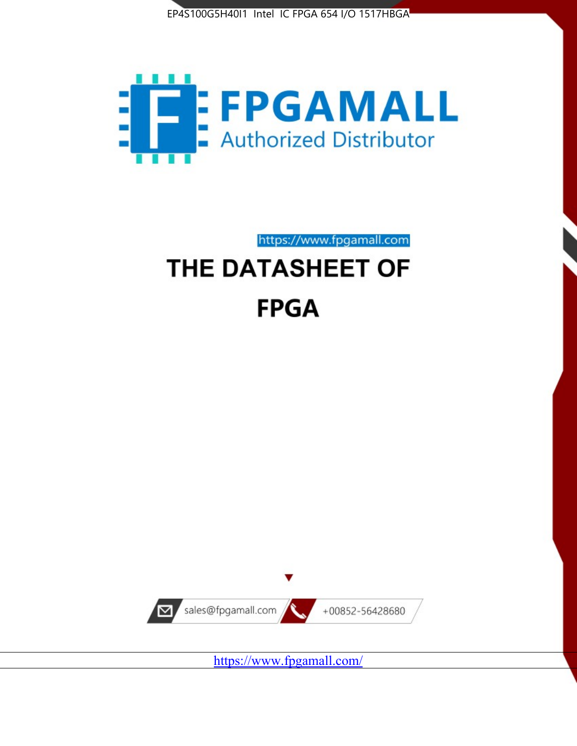EP4S100G5H40I1 Intel IC FPGA 654 I/O 1517HBGA

FPGAMALL

Authorized Distributor

https://www.fpgamall.com

# THE DATASHEET OF

# FPGA

sales@fpgamall.com

+00852-56428680

https://www.fpgamall.com/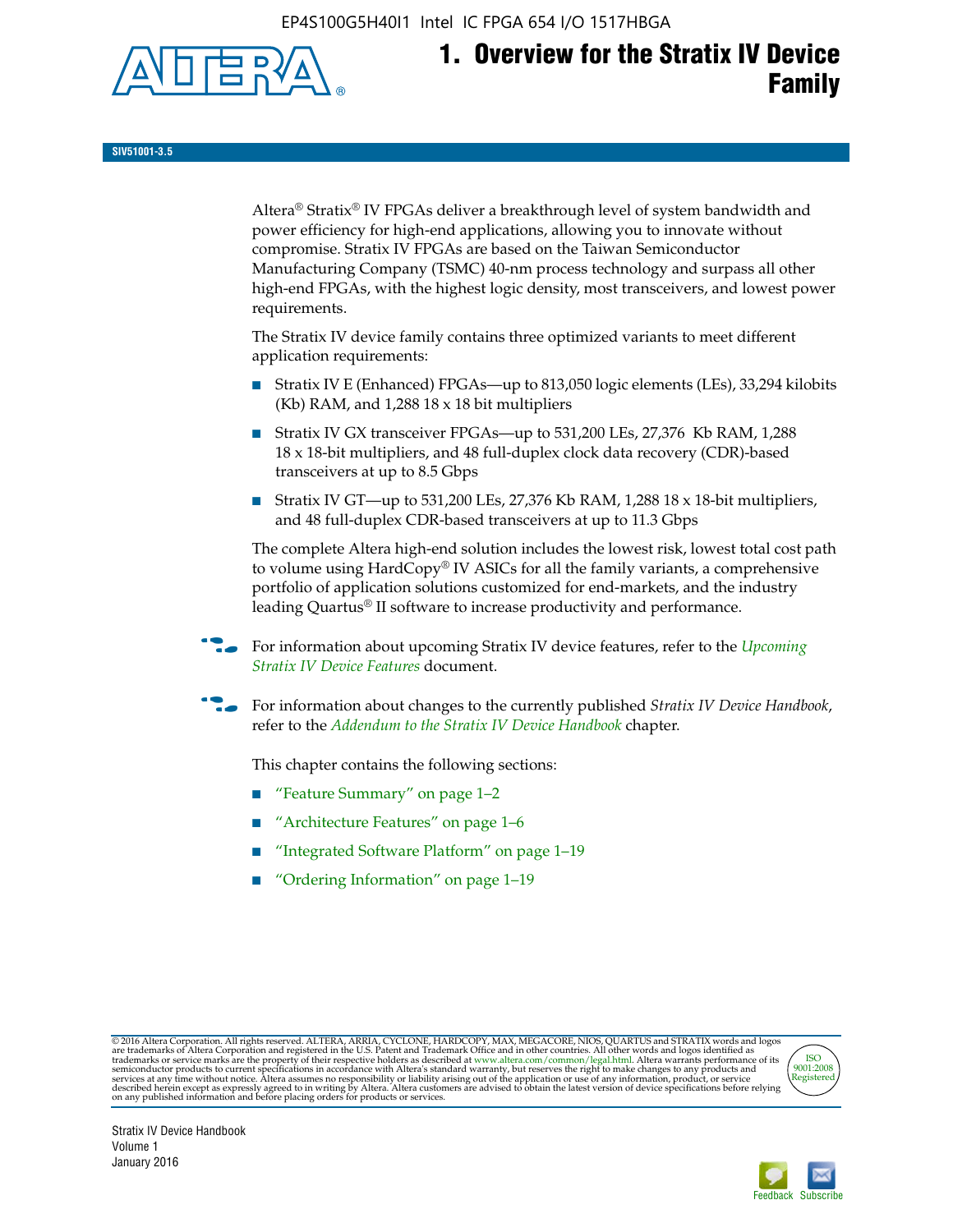# 1. Overview for the Stratix IV Device Family

SIV51001-3.5

Altera® Stratix® IV FPGAs deliver a breakthrough level of system bandwidth and power efficiency for high-end applications, allowing you to innovate without compromise. Stratix IV FPGAs are based on the Taiwan Semiconductor Manufacturing Company (TSMC) 40-nm process technology and surpass all other high-end FPGAs, with the highest logic density, most transceivers, and lowest power requirements.

The Stratix IV device family contains three optimized variants to meet different application requirements:

- Stratix IV E (Enhanced) FPGAs—up to 813,050 logic elements (LEs), 33,294 kilobits (Kb) RAM, and 1,288 18 x 18 bit multipliers
- Stratix IV GX transceiver FPGAs—up to 531,200 LEs, 27,376 Kb RAM, 1,288 18 x 18-bit multipliers, and 48 full-duplex clock data recovery (CDR)-based transceivers at up to 8.5 Gbps
- Stratix IV GT—up to 531,200 LEs, 27,376 Kb RAM, 1,288 18 x 18-bit multipliers, and 48 full-duplex CDR-based transceivers at up to 11.3 Gbps

The complete Altera high-end solution includes the lowest risk, lowest total cost path to volume using HardCopy® IV ASICs for all the family variants, a comprehensive portfolio of application solutions customized for end-markets, and the industry leading Quartus® II software to increase productivity and performance.

For information about upcoming Stratix IV device features, refer to the *Upcoming Stratix IV Device Features* document.

For information about changes to the currently published *Stratix IV Device Handbook*, refer to the *Addendum to the Stratix IV Device Handbook* chapter.

This chapter contains the following sections:

- "Feature Summary" on page 1–2
- "Architecture Features" on page 1–6
- "Integrated Software Platform" on page 1–19
- "Ordering Information" on page 1–19

© 2016 Altera Corporation. All rights reserved. ALTERA, ARRIA, CYCLONE, HARDCOPY, MAX, MEGACORE, NIOS, QUARTUS and STRATIX words and logos are trademarks of Altera Corporation and registered in the U.S. Patent and Trademark Office and in other countries. All other words and logos identified as trademarks or service marks are the property of their respective holders as described at www.altera.com/common/legal.html. Altera warrants performance of its semiconductor products to current specifications in accordance with Altera's standard warranty, but reserves the right to make changes to any products and services at any time without notice. Altera assumes no responsibility or liability arising out of the application or use of any information, product, or service described herein except as expressly agreed to in writing by Altera. Altera customers are advised to obtain the latest version of device specifications before relying on any published information and before placing orders for products or services.

ISO 9001:2008 Registered

Stratix IV Device Handbook
Volume 1
January 2016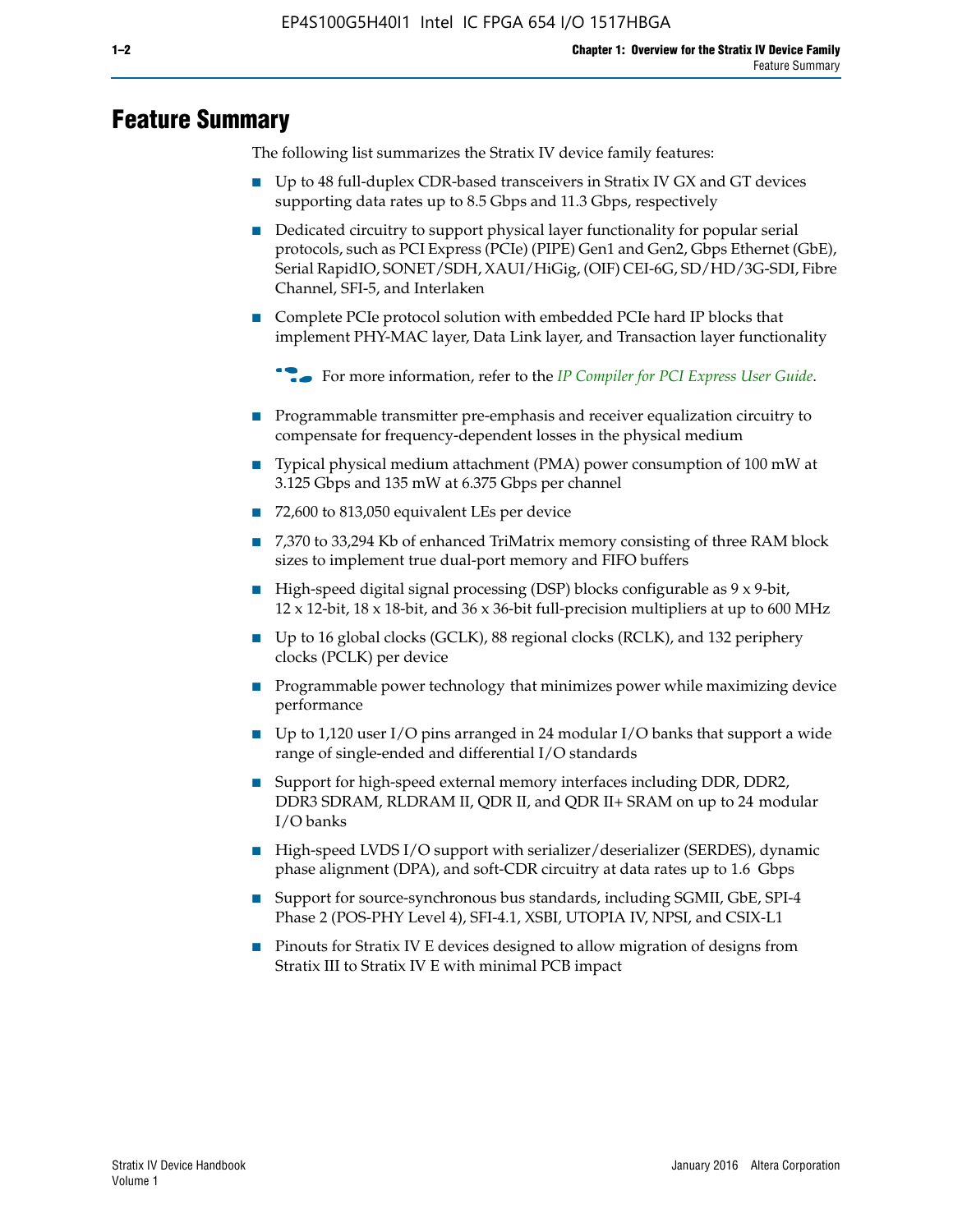# Feature Summary

The following list summarizes the Stratix IV device family features:

- Up to 48 full-duplex CDR-based transceivers in Stratix IV GX and GT devices supporting data rates up to 8.5 Gbps and 11.3 Gbps, respectively
- Dedicated circuitry to support physical layer functionality for popular serial protocols, such as PCI Express (PCIe) (PIPE) Gen1 and Gen2, Gbps Ethernet (GbE), Serial RapidIO, SONET/SDH, XAUI/HiGig, (OIF) CEI-6G, SD/HD/3G-SDI, Fibre Channel, SFI-5, and Interlaken
- Complete PCIe protocol solution with embedded PCIe hard IP blocks that implement PHY-MAC layer, Data Link layer, and Transaction layer functionality

  For more information, refer to the *IP Compiler for PCI Express User Guide*.

- Programmable transmitter pre-emphasis and receiver equalization circuitry to compensate for frequency-dependent losses in the physical medium
- Typical physical medium attachment (PMA) power consumption of 100 mW at 3.125 Gbps and 135 mW at 6.375 Gbps per channel
- 72,600 to 813,050 equivalent LEs per device
- 7,370 to 33,294 Kb of enhanced TriMatrix memory consisting of three RAM block sizes to implement true dual-port memory and FIFO buffers
- High-speed digital signal processing (DSP) blocks configurable as 9 x 9-bit, 12 x 12-bit, 18 x 18-bit, and 36 x 36-bit full-precision multipliers at up to 600 MHz
- Up to 16 global clocks (GCLK), 88 regional clocks (RCLK), and 132 periphery clocks (PCLK) per device
- Programmable power technology that minimizes power while maximizing device performance
- Up to 1,120 user I/O pins arranged in 24 modular I/O banks that support a wide range of single-ended and differential I/O standards
- Support for high-speed external memory interfaces including DDR, DDR2, DDR3 SDRAM, RLDRAM II, QDR II, and QDR II+ SRAM on up to 24 modular I/O banks
- High-speed LVDS I/O support with serializer/deserializer (SERDES), dynamic phase alignment (DPA), and soft-CDR circuitry at data rates up to 1.6 Gbps
- Support for source-synchronous bus standards, including SGMII, GbE, SPI-4 Phase 2 (POS-PHY Level 4), SFI-4.1, XSBI, UTOPIA IV, NPSI, and CSIX-L1
- Pinouts for Stratix IV E devices designed to allow migration of designs from Stratix III to Stratix IV E with minimal PCB impact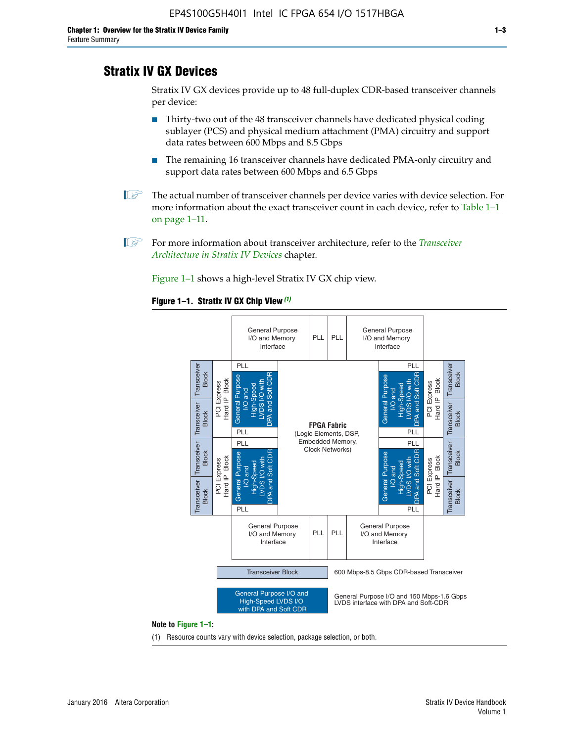## Stratix IV GX Devices

Stratix IV GX devices provide up to 48 full-duplex CDR-based transceiver channels per device:

- Thirty-two out of the 48 transceiver channels have dedicated physical coding sublayer (PCS) and physical medium attachment (PMA) circuitry and support data rates between 600 Mbps and 8.5 Gbps
- The remaining 16 transceiver channels have dedicated PMA-only circuitry and support data rates between 600 Mbps and 6.5 Gbps

The actual number of transceiver channels per device varies with device selection. For more information about the exact transceiver count in each device, refer to Table 1–1 on page 1–11.

For more information about transceiver architecture, refer to the *Transceiver Architecture in Stratix IV Devices* chapter.

Figure 1–1 shows a high-level Stratix IV GX chip view.

**Figure 1–1. Stratix IV GX Chip View** *(1)*

General Purpose I/O and Memory Interface
PLL
PLL
General Purpose I/O and Memory Interface
Transceiver Block
Transceiver Block
Transceiver Block
Transceiver Block
PCI Express Hard IP Block
PCI Express Hard IP Block
PLL
General Purpose I/O and High-Speed LVDS I/O with DPA and Soft CDR
PLL
PLL
General Purpose I/O and High-Speed LVDS I/O with DPA and Soft CDR
PLL
FPGA Fabric
(Logic Elements, DSP, Embedded Memory, Clock Networks)
PLL
General Purpose I/O and High-Speed LVDS I/O with DPA and Soft CDR
PLL
PLL
General Purpose I/O and High-Speed LVDS I/O with DPA and Soft CDR
PLL
PCI Express Hard IP Block
PCI Express Hard IP Block
Transceiver Block
Transceiver Block
Transceiver Block
Transceiver Block
General Purpose I/O and Memory Interface
PLL
PLL
General Purpose I/O and Memory Interface

Transceiver Block — 600 Mbps-8.5 Gbps CDR-based Transceiver

General Purpose I/O and High-Speed LVDS I/O with DPA and Soft CDR — General Purpose I/O and 150 Mbps-1.6 Gbps LVDS interface with DPA and Soft-CDR

**Note to Figure 1–1:**

(1) Resource counts vary with device selection, package selection, or both.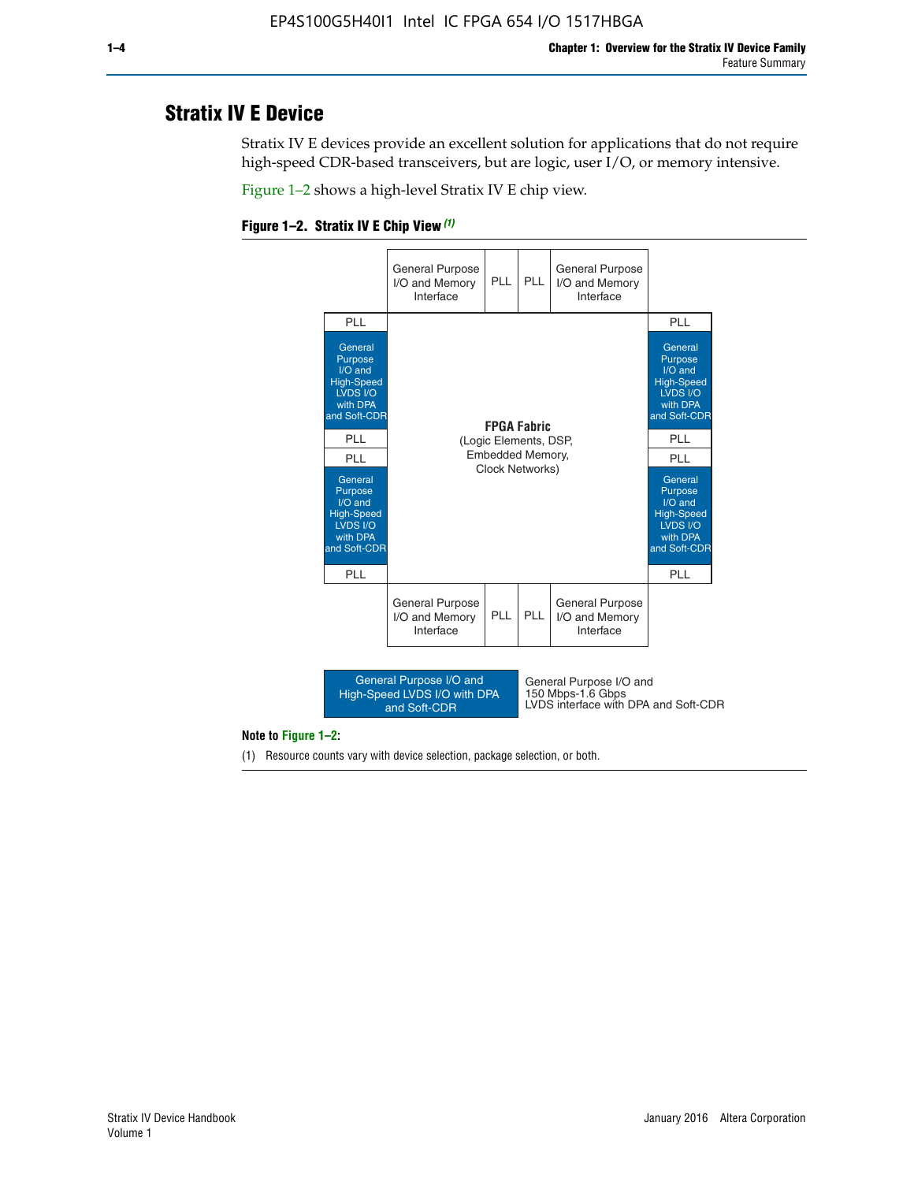## Stratix IV E Device

Stratix IV E devices provide an excellent solution for applications that do not require high-speed CDR-based transceivers, but are logic, user I/O, or memory intensive.

Figure 1–2 shows a high-level Stratix IV E chip view.

**Figure 1–2. Stratix IV E Chip View (1)**

General Purpose I/O and Memory Interface
PLL
PLL
General Purpose I/O and Memory Interface

PLL
General Purpose I/O and High-Speed LVDS I/O with DPA and Soft-CDR
PLL
PLL
General Purpose I/O and High-Speed LVDS I/O with DPA and Soft-CDR
PLL

**FPGA Fabric**
(Logic Elements, DSP, Embedded Memory, Clock Networks)

PLL
General Purpose I/O and High-Speed LVDS I/O with DPA and Soft-CDR
PLL
PLL
General Purpose I/O and High-Speed LVDS I/O with DPA and Soft-CDR
PLL

General Purpose I/O and Memory Interface
PLL
PLL
General Purpose I/O and Memory Interface

General Purpose I/O and High-Speed LVDS I/O with DPA and Soft-CDR
General Purpose I/O and 150 Mbps-1.6 Gbps LVDS interface with DPA and Soft-CDR

**Note to Figure 1–2:**

(1) Resource counts vary with device selection, package selection, or both.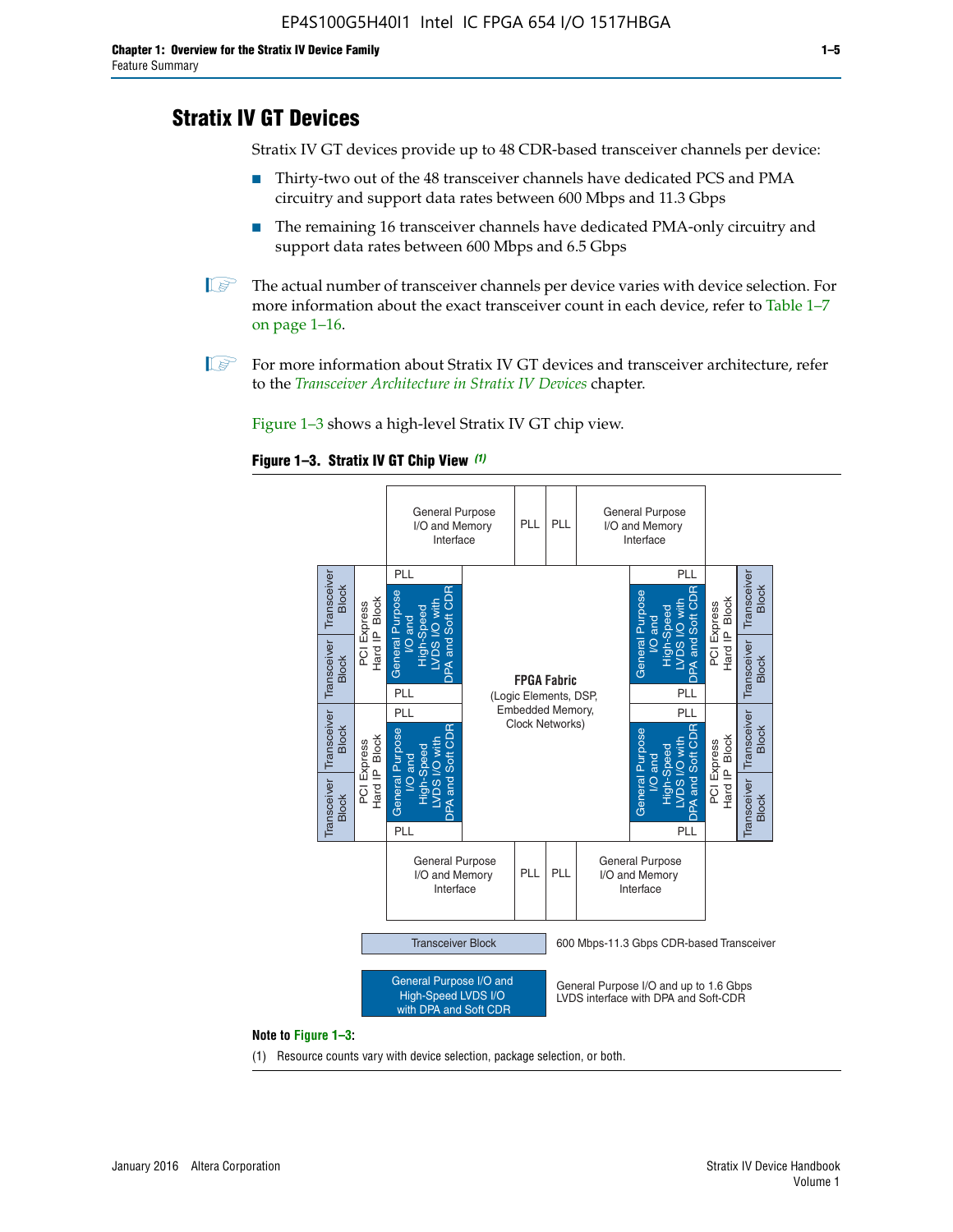## Stratix IV GT Devices

Stratix IV GT devices provide up to 48 CDR-based transceiver channels per device:

- Thirty-two out of the 48 transceiver channels have dedicated PCS and PMA circuitry and support data rates between 600 Mbps and 11.3 Gbps
- The remaining 16 transceiver channels have dedicated PMA-only circuitry and support data rates between 600 Mbps and 6.5 Gbps

The actual number of transceiver channels per device varies with device selection. For more information about the exact transceiver count in each device, refer to Table 1–7 on page 1–16.

For more information about Stratix IV GT devices and transceiver architecture, refer to the *Transceiver Architecture in Stratix IV Devices* chapter.

Figure 1–3 shows a high-level Stratix IV GT chip view.

**Figure 1–3. Stratix IV GT Chip View** *(1)*

General Purpose I/O and Memory Interface
PLL
PLL
General Purpose I/O and Memory Interface
Transceiver Block
Transceiver Block
Transceiver Block
Transceiver Block
PCI Express Hard IP Block
PCI Express Hard IP Block
General Purpose I/O and High-Speed LVDS I/O with DPA and Soft CDR
PLL
FPGA Fabric
(Logic Elements, DSP, Embedded Memory, Clock Networks)
Transceiver Block
600 Mbps-11.3 Gbps CDR-based Transceiver
General Purpose I/O and High-Speed LVDS I/O with DPA and Soft CDR
General Purpose I/O and up to 1.6 Gbps LVDS interface with DPA and Soft-CDR

**Note to Figure 1–3:**

(1) Resource counts vary with device selection, package selection, or both.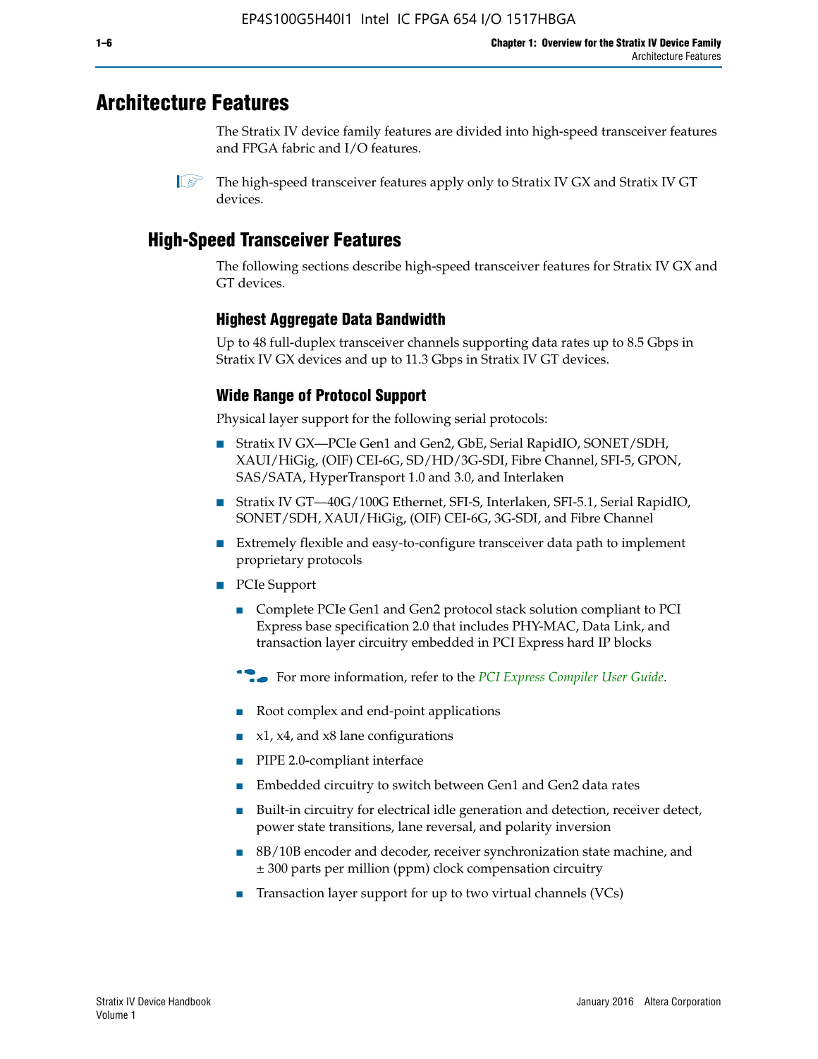# Architecture Features

The Stratix IV device family features are divided into high-speed transceiver features and FPGA fabric and I/O features.

The high-speed transceiver features apply only to Stratix IV GX and Stratix IV GT devices.

## High-Speed Transceiver Features

The following sections describe high-speed transceiver features for Stratix IV GX and GT devices.

### Highest Aggregate Data Bandwidth

Up to 48 full-duplex transceiver channels supporting data rates up to 8.5 Gbps in Stratix IV GX devices and up to 11.3 Gbps in Stratix IV GT devices.

### Wide Range of Protocol Support

Physical layer support for the following serial protocols:

- Stratix IV GX—PCIe Gen1 and Gen2, GbE, Serial RapidIO, SONET/SDH, XAUI/HiGig, (OIF) CEI-6G, SD/HD/3G-SDI, Fibre Channel, SFI-5, GPON, SAS/SATA, HyperTransport 1.0 and 3.0, and Interlaken
- Stratix IV GT—40G/100G Ethernet, SFI-S, Interlaken, SFI-5.1, Serial RapidIO, SONET/SDH, XAUI/HiGig, (OIF) CEI-6G, 3G-SDI, and Fibre Channel
- Extremely flexible and easy-to-configure transceiver data path to implement proprietary protocols
- PCIe Support
  - Complete PCIe Gen1 and Gen2 protocol stack solution compliant to PCI Express base specification 2.0 that includes PHY-MAC, Data Link, and transaction layer circuitry embedded in PCI Express hard IP blocks

  For more information, refer to the *PCI Express Compiler User Guide*.

  - Root complex and end-point applications
  - x1, x4, and x8 lane configurations
  - PIPE 2.0-compliant interface
  - Embedded circuitry to switch between Gen1 and Gen2 data rates
  - Built-in circuitry for electrical idle generation and detection, receiver detect, power state transitions, lane reversal, and polarity inversion
  - 8B/10B encoder and decoder, receiver synchronization state machine, and ± 300 parts per million (ppm) clock compensation circuitry
  - Transaction layer support for up to two virtual channels (VCs)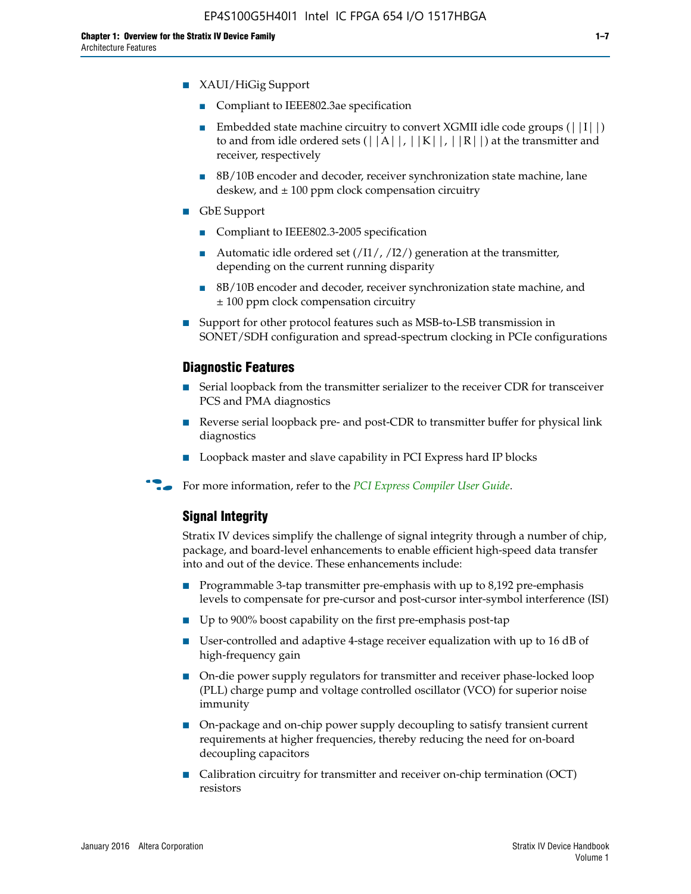- XAUI/HiGig Support
  - Compliant to IEEE802.3ae specification
  - Embedded state machine circuitry to convert XGMII idle code groups (||I||) to and from idle ordered sets (||A||, ||K||, ||R||) at the transmitter and receiver, respectively
  - 8B/10B encoder and decoder, receiver synchronization state machine, lane deskew, and ± 100 ppm clock compensation circuitry
- GbE Support
  - Compliant to IEEE802.3-2005 specification
  - Automatic idle ordered set (/I1/, /I2/) generation at the transmitter, depending on the current running disparity
  - 8B/10B encoder and decoder, receiver synchronization state machine, and ± 100 ppm clock compensation circuitry
- Support for other protocol features such as MSB-to-LSB transmission in SONET/SDH configuration and spread-spectrum clocking in PCIe configurations

### Diagnostic Features

- Serial loopback from the transmitter serializer to the receiver CDR for transceiver PCS and PMA diagnostics
- Reverse serial loopback pre- and post-CDR to transmitter buffer for physical link diagnostics
- Loopback master and slave capability in PCI Express hard IP blocks

For more information, refer to the *PCI Express Compiler User Guide*.

### Signal Integrity

Stratix IV devices simplify the challenge of signal integrity through a number of chip, package, and board-level enhancements to enable efficient high-speed data transfer into and out of the device. These enhancements include:

- Programmable 3-tap transmitter pre-emphasis with up to 8,192 pre-emphasis levels to compensate for pre-cursor and post-cursor inter-symbol interference (ISI)
- Up to 900% boost capability on the first pre-emphasis post-tap
- User-controlled and adaptive 4-stage receiver equalization with up to 16 dB of high-frequency gain
- On-die power supply regulators for transmitter and receiver phase-locked loop (PLL) charge pump and voltage controlled oscillator (VCO) for superior noise immunity
- On-package and on-chip power supply decoupling to satisfy transient current requirements at higher frequencies, thereby reducing the need for on-board decoupling capacitors
- Calibration circuitry for transmitter and receiver on-chip termination (OCT) resistors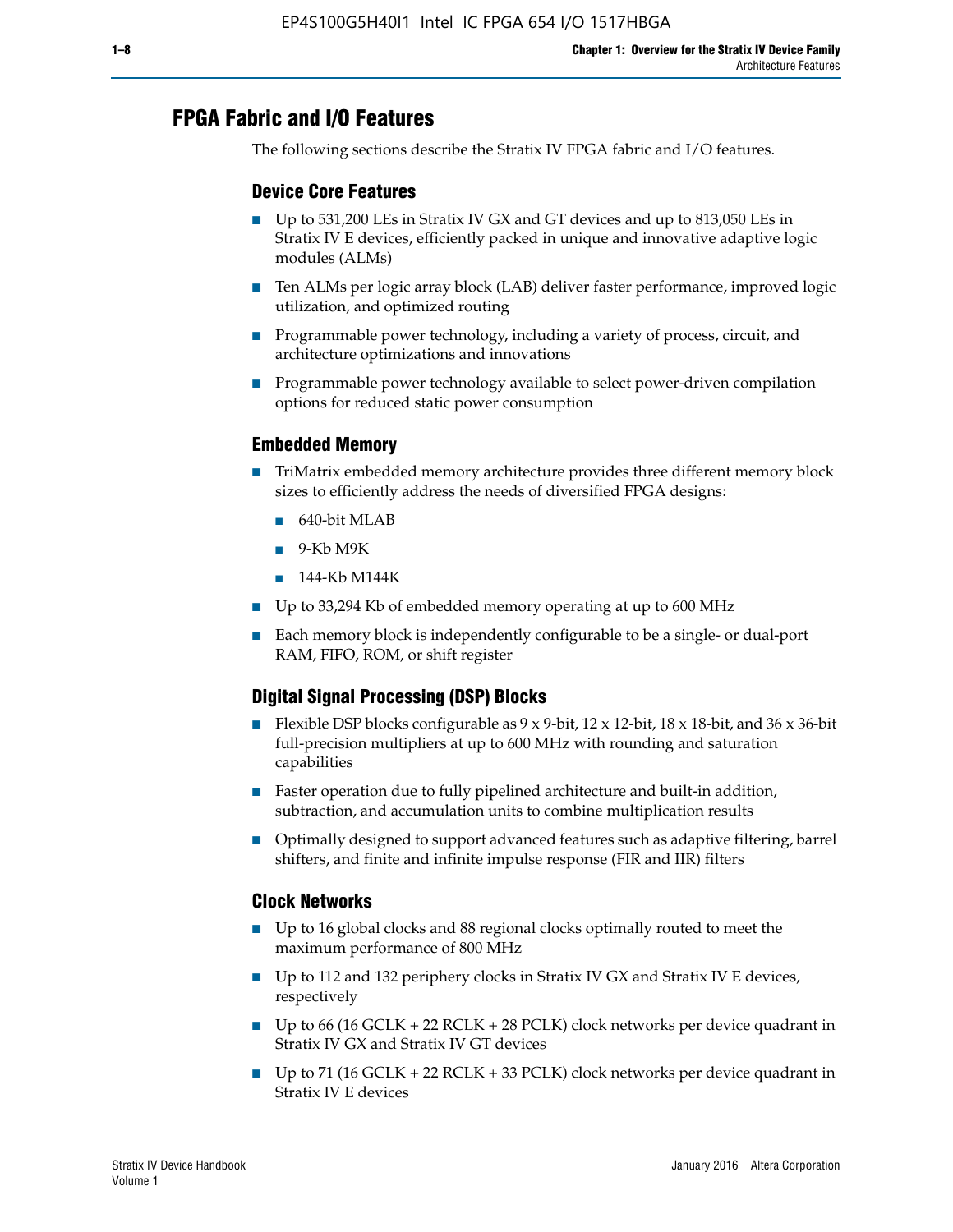## FPGA Fabric and I/O Features

The following sections describe the Stratix IV FPGA fabric and I/O features.

### Device Core Features

- Up to 531,200 LEs in Stratix IV GX and GT devices and up to 813,050 LEs in Stratix IV E devices, efficiently packed in unique and innovative adaptive logic modules (ALMs)
- Ten ALMs per logic array block (LAB) deliver faster performance, improved logic utilization, and optimized routing
- Programmable power technology, including a variety of process, circuit, and architecture optimizations and innovations
- Programmable power technology available to select power-driven compilation options for reduced static power consumption

### Embedded Memory

- TriMatrix embedded memory architecture provides three different memory block sizes to efficiently address the needs of diversified FPGA designs:
  - 640-bit MLAB
  - 9-Kb M9K
  - 144-Kb M144K
- Up to 33,294 Kb of embedded memory operating at up to 600 MHz
- Each memory block is independently configurable to be a single- or dual-port RAM, FIFO, ROM, or shift register

### Digital Signal Processing (DSP) Blocks

- Flexible DSP blocks configurable as 9 x 9-bit, 12 x 12-bit, 18 x 18-bit, and 36 x 36-bit full-precision multipliers at up to 600 MHz with rounding and saturation capabilities
- Faster operation due to fully pipelined architecture and built-in addition, subtraction, and accumulation units to combine multiplication results
- Optimally designed to support advanced features such as adaptive filtering, barrel shifters, and finite and infinite impulse response (FIR and IIR) filters

### Clock Networks

- Up to 16 global clocks and 88 regional clocks optimally routed to meet the maximum performance of 800 MHz
- Up to 112 and 132 periphery clocks in Stratix IV GX and Stratix IV E devices, respectively
- Up to 66 (16 GCLK + 22 RCLK + 28 PCLK) clock networks per device quadrant in Stratix IV GX and Stratix IV GT devices
- Up to 71 (16 GCLK + 22 RCLK + 33 PCLK) clock networks per device quadrant in Stratix IV E devices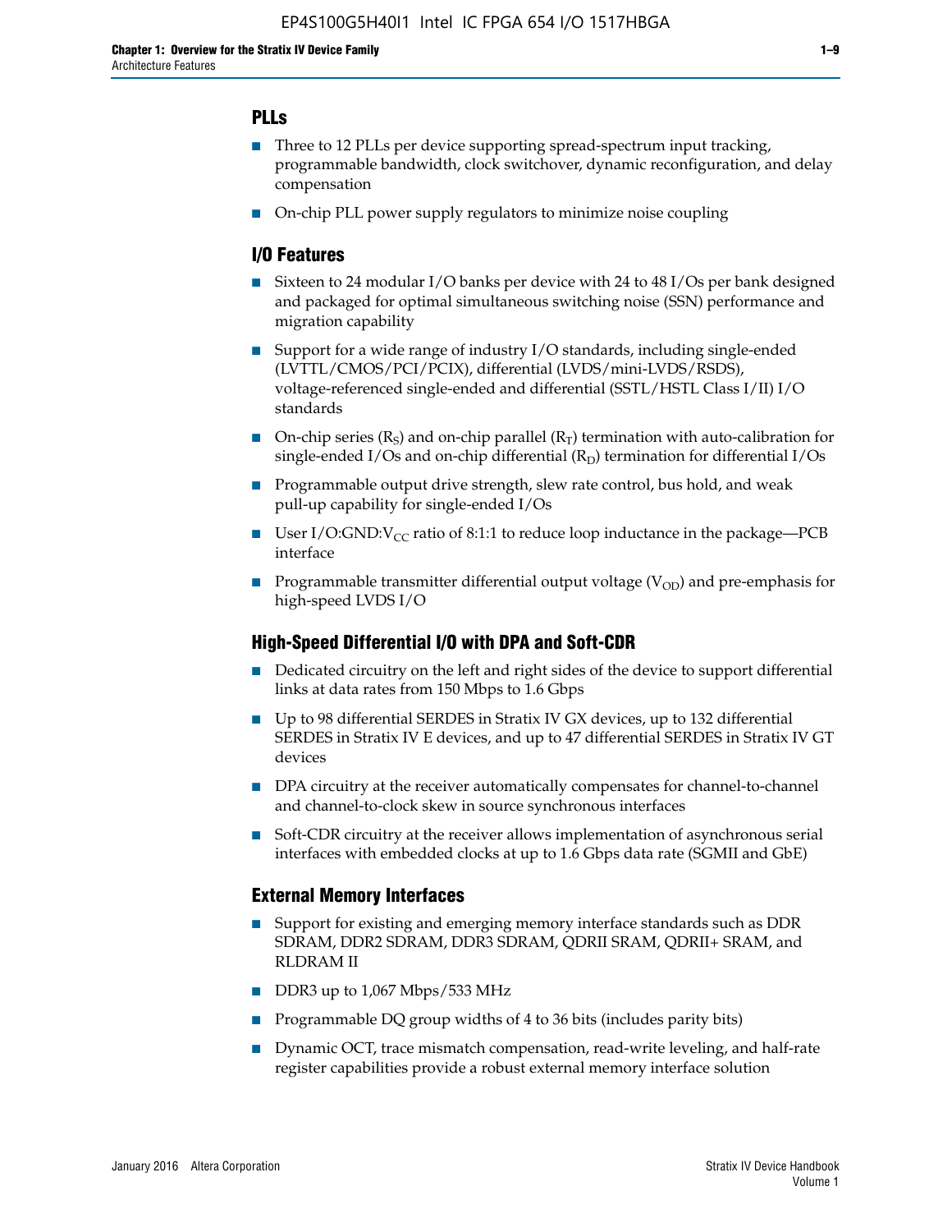## PLLs

- Three to 12 PLLs per device supporting spread-spectrum input tracking, programmable bandwidth, clock switchover, dynamic reconfiguration, and delay compensation
- On-chip PLL power supply regulators to minimize noise coupling

## I/O Features

- Sixteen to 24 modular I/O banks per device with 24 to 48 I/Os per bank designed and packaged for optimal simultaneous switching noise (SSN) performance and migration capability
- Support for a wide range of industry I/O standards, including single-ended (LVTTL/CMOS/PCI/PCIX), differential (LVDS/mini-LVDS/RSDS), voltage-referenced single-ended and differential (SSTL/HSTL Class I/II) I/O standards
- On-chip series ($R_S$) and on-chip parallel ($R_T$) termination with auto-calibration for single-ended I/Os and on-chip differential ($R_D$) termination for differential I/Os
- Programmable output drive strength, slew rate control, bus hold, and weak pull-up capability for single-ended I/Os
- User I/O:GND:$V_{CC}$ ratio of 8:1:1 to reduce loop inductance in the package—PCB interface
- Programmable transmitter differential output voltage ($V_{OD}$) and pre-emphasis for high-speed LVDS I/O

## High-Speed Differential I/O with DPA and Soft-CDR

- Dedicated circuitry on the left and right sides of the device to support differential links at data rates from 150 Mbps to 1.6 Gbps
- Up to 98 differential SERDES in Stratix IV GX devices, up to 132 differential SERDES in Stratix IV E devices, and up to 47 differential SERDES in Stratix IV GT devices
- DPA circuitry at the receiver automatically compensates for channel-to-channel and channel-to-clock skew in source synchronous interfaces
- Soft-CDR circuitry at the receiver allows implementation of asynchronous serial interfaces with embedded clocks at up to 1.6 Gbps data rate (SGMII and GbE)

## External Memory Interfaces

- Support for existing and emerging memory interface standards such as DDR SDRAM, DDR2 SDRAM, DDR3 SDRAM, QDRII SRAM, QDRII+ SRAM, and RLDRAM II
- DDR3 up to 1,067 Mbps/533 MHz
- Programmable DQ group widths of 4 to 36 bits (includes parity bits)
- Dynamic OCT, trace mismatch compensation, read-write leveling, and half-rate register capabilities provide a robust external memory interface solution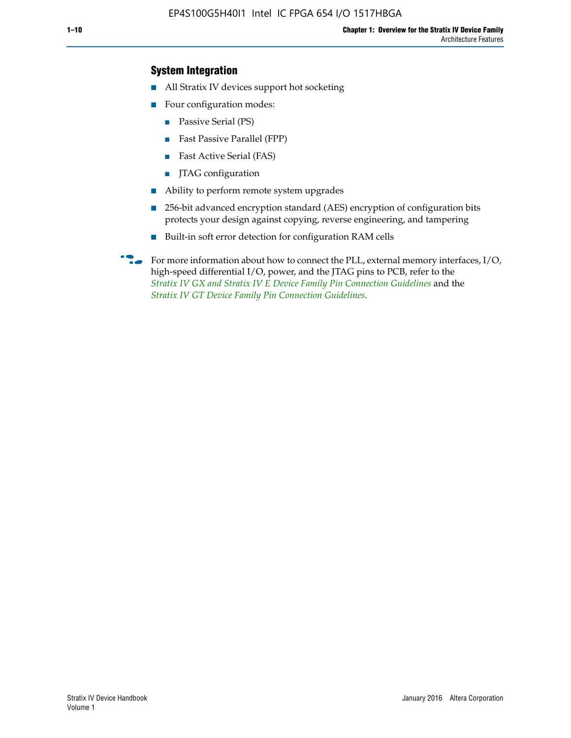### System Integration

- All Stratix IV devices support hot socketing
- Four configuration modes:
  - Passive Serial (PS)
  - Fast Passive Parallel (FPP)
  - Fast Active Serial (FAS)
  - JTAG configuration
- Ability to perform remote system upgrades
- 256-bit advanced encryption standard (AES) encryption of configuration bits protects your design against copying, reverse engineering, and tampering
- Built-in soft error detection for configuration RAM cells

For more information about how to connect the PLL, external memory interfaces, I/O, high-speed differential I/O, power, and the JTAG pins to PCB, refer to the *Stratix IV GX and Stratix IV E Device Family Pin Connection Guidelines* and the *Stratix IV GT Device Family Pin Connection Guidelines*.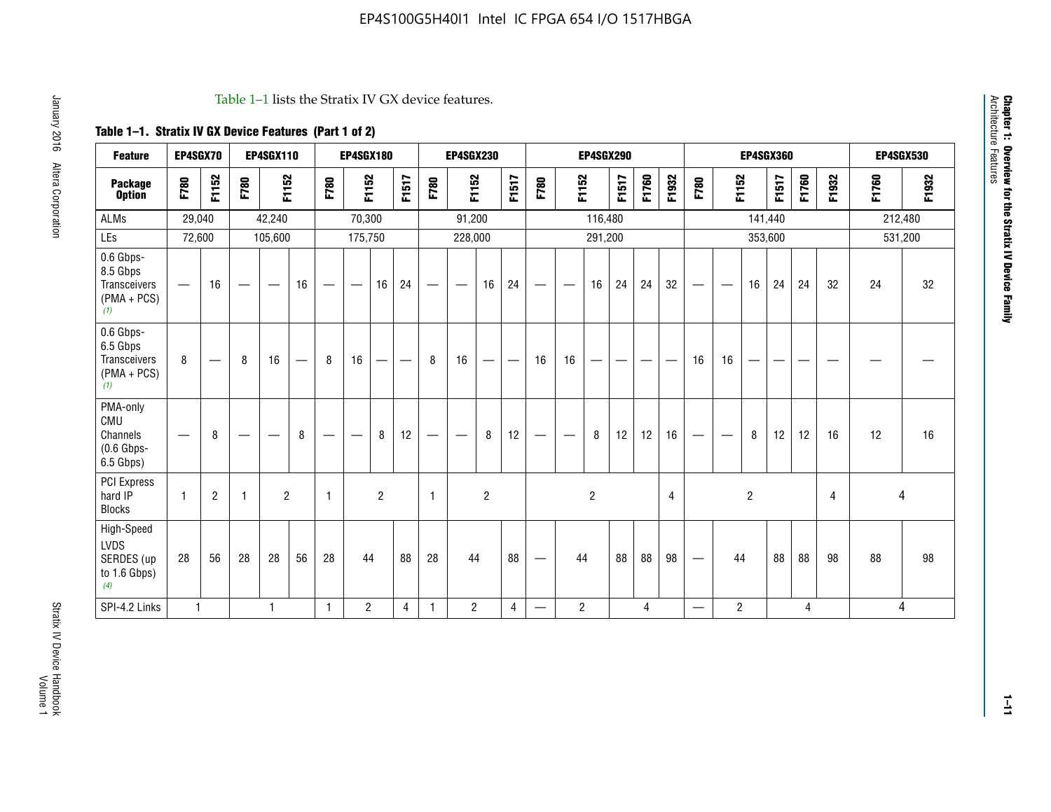Table 1–1 lists the Stratix IV GX device features.

**Table 1–1. Stratix IV GX Device Features (Part 1 of 2)**

| Feature | EP4SGX70 | | EP4SGX110 | | | EP4SGX180 | | | | EP4SGX230 | | | | EP4SGX290 | | | | | | EP4SGX360 | | | | | | EP4SGX530 | |
|---|---|---|---|---|---|---|---|---|---|---|---|---|---|---|---|---|---|---|---|---|---|---|---|---|---|---|---|
| **Package Option** | **F780** | **F1152** | **F780** | **F1152** | | **F780** | **F1152** | | **F1517** | **F780** | **F1152** | | **F1517** | **F780** | **F1152** | | **F1517** | **F1760** | **F1932** | **F780** | **F1152** | | **F1517** | **F1760** | **F1932** | **F1760** | **F1932** |
| ALMs | 29,040 | | 42,240 | | | 70,300 | | | | 91,200 | | | | 116,480 | | | | | | 141,440 | | | | | | 212,480 | |
| LEs | 72,600 | | 105,600 | | | 175,750 | | | | 228,000 | | | | 291,200 | | | | | | 353,600 | | | | | | 531,200 | |
| 0.6 Gbps-8.5 Gbps Transceivers (PMA + PCS) *(1)* | — | 16 | — | — | 16 | — | — | 16 | 24 | — | — | 16 | 24 | — | — | 16 | 24 | 24 | 32 | — | — | 16 | 24 | 24 | 32 | 24 | 32 |
| 0.6 Gbps-6.5 Gbps Transceivers (PMA + PCS) *(1)* | 8 | — | 8 | 16 | — | 8 | 16 | — | — | 8 | 16 | — | — | 16 | 16 | — | — | — | — | 16 | 16 | — | — | — | — | — | — |
| PMA-only CMU Channels (0.6 Gbps-6.5 Gbps) | — | 8 | — | — | 8 | — | — | 8 | 12 | — | — | 8 | 12 | — | — | 8 | 12 | 12 | 16 | — | — | 8 | 12 | 12 | 16 | 12 | 16 |
| PCI Express hard IP Blocks | 1 | 2 | 1 | 2 | | 1 | 2 | | | 1 | 2 | | | 2 | | | | | 4 | 2 | | | | | 4 | 4 | |
| High-Speed LVDS SERDES (up to 1.6 Gbps) *(4)* | 28 | 56 | 28 | 28 | 56 | 28 | 44 | | 88 | 28 | 44 | | 88 | — | 44 | | 88 | 88 | 98 | — | 44 | | 88 | 88 | 98 | 88 | 98 |
| SPI-4.2 Links | 1 | | 1 | | | 1 | 2 | | 4 | 1 | 2 | | 4 | — | 2 | | 4 | | | — | 2 | | 4 | | | 4 | |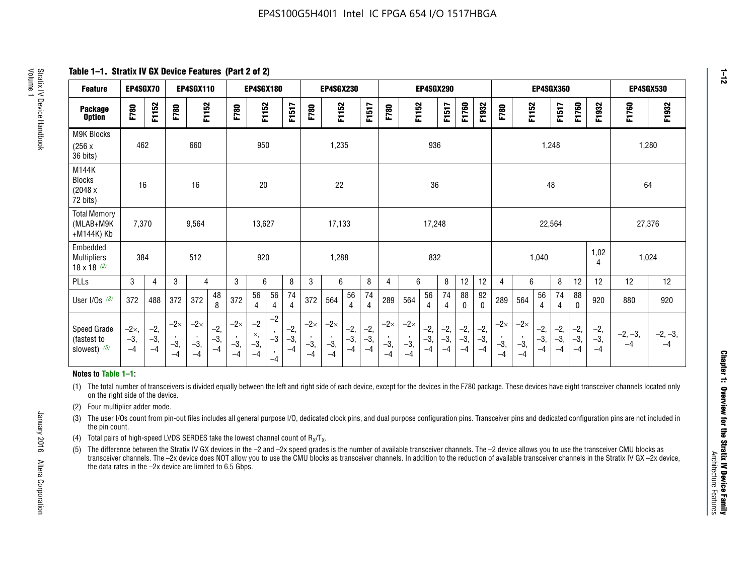**Table 1–1. Stratix IV GX Device Features (Part 2 of 2)**

| Feature | EP4SGX70 | | EP4SGX110 | | | EP4SGX180 | | | | EP4SGX230 | | | | EP4SGX290 | | | | | | EP4SGX360 | | | | | | EP4SGX530 | |
|---|---|---|---|---|---|---|---|---|---|---|---|---|---|---|---|---|---|---|---|---|---|---|---|---|---|---|---|
| Package Option | F780 | F1152 | F780 | F1152 | | F780 | F1152 | | F1517 | F780 | F1152 | | F1517 | F780 | F1152 | | F1517 | F1760 | F1932 | F780 | F1152 | | F1517 | F1760 | F1932 | F1760 | F1932 |
| M9K Blocks (256 x 36 bits) | 462 | | 660 | | | 950 | | | | 1,235 | | | | 936 | | | | | | 1,248 | | | | | | 1,280 | |
| M144K Blocks (2048 x 72 bits) | 16 | | 16 | | | 20 | | | | 22 | | | | 36 | | | | | | 48 | | | | | | 64 | |
| Total Memory (MLAB+M9K +M144K) Kb | 7,370 | | 9,564 | | | 13,627 | | | | 17,133 | | | | 17,248 | | | | | | 22,564 | | | | | | 27,376 | |
| Embedded Multipliers 18 x 18 (2) | 384 | | 512 | | | 920 | | | | 1,288 | | | | 832 | | | | | | 1,040 | | | | | 1,024 | 1,024 | |
| PLLs | 3 | 4 | 3 | 4 | | 3 | 6 | | 8 | 3 | 6 | | 8 | 4 | 6 | | 8 | 12 | 12 | 4 | 6 | | 8 | 12 | 12 | 12 | 12 |
| User I/Os (3) | 372 | 488 | 372 | 372 | 488 | 372 | 564 | 564 | 744 | 372 | 564 | 564 | 744 | 289 | 564 | 564 | 744 | 880 | 920 | 289 | 564 | 564 | 744 | 880 | 920 | 880 | 920 |
| Speed Grade (fastest to slowest) (5) | −2×, −3, −4 | −2, −3, −4 | −2×, −3, −4 | −2×, −3, −4 | −2, −3, −4 | −2×, −3, −4 | −2×, −3, −4 | −2, −3, −4 | −2, −3, −4 | −2×, −3, −4 | −2×, −3, −4 | −2, −3, −4 | −2, −3, −4 | −2×, −3, −4 | −2×, −3, −4 | −2, −3, −4 | −2, −3, −4 | −2, −3, −4 | −2, −3, −4 | −2×, −3, −4 | −2×, −3, −4 | −2, −3, −4 | −2, −3, −4 | −2, −3, −4 | −2, −3, −4 | −2, −3, −4 | −2, −3, −4 |

**Notes to Table 1–1:**

(1) The total number of transceivers is divided equally between the left and right side of each device, except for the devices in the F780 package. These devices have eight transceiver channels located only on the right side of the device.

(2) Four multiplier adder mode.

(3) The user I/Os count from pin-out files includes all general purpose I/O, dedicated clock pins, and dual purpose configuration pins. Transceiver pins and dedicated configuration pins are not included in the pin count.

(4) Total pairs of high-speed LVDS SERDES take the lowest channel count of $R_X/T_X$.

(5) The difference between the Stratix IV GX devices in the –2 and –2x speed grades is the number of available transceiver channels. The –2 device allows you to use the transceiver CMU blocks as transceiver channels. The –2x device does NOT allow you to use the CMU blocks as transceiver channels. In addition to the reduction of available transceiver channels in the Stratix IV GX –2x device, the data rates in the –2x device are limited to 6.5 Gbps.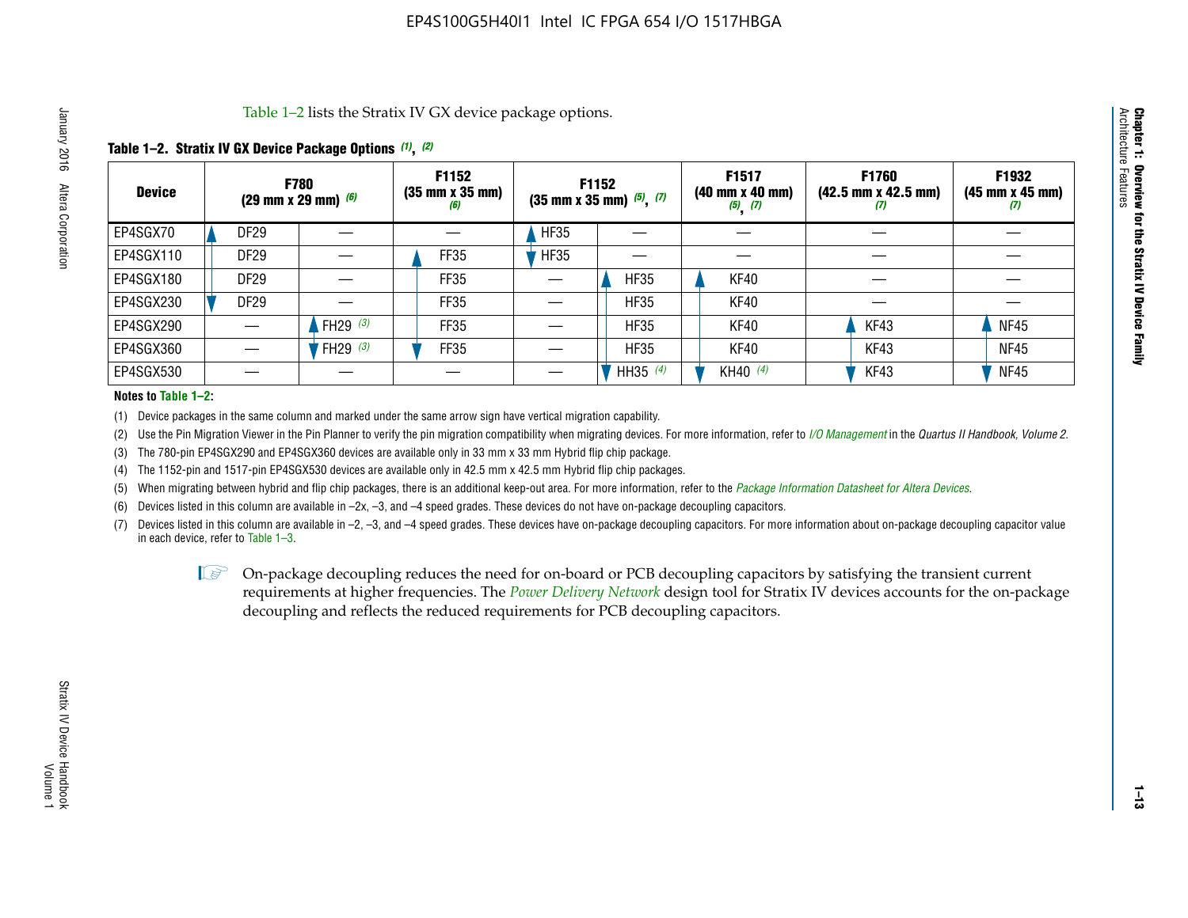Table 1–2 lists the Stratix IV GX device package options.

**Table 1–2. Stratix IV GX Device Package Options (1), (2)**

| Device | F780 (29 mm x 29 mm) (6) | | F1152 (35 mm x 35 mm) (6) | F1152 (35 mm x 35 mm) (5), (7) | | F1517 (40 mm x 40 mm) (5), (7) | F1760 (42.5 mm x 42.5 mm) (7) | F1932 (45 mm x 45 mm) (7) |
|---|---|---|---|---|---|---|---|---|
| EP4SGX70 | DF29 | — | — | HF35 | — | — | — | — |
| EP4SGX110 | DF29 | — | FF35 | HF35 | — | — | — | — |
| EP4SGX180 | DF29 | — | FF35 | — | HF35 | KF40 | — | — |
| EP4SGX230 | DF29 | — | FF35 | — | HF35 | KF40 | — | — |
| EP4SGX290 | — | FH29 (3) | FF35 | — | HF35 | KF40 | KF43 | NF45 |
| EP4SGX360 | — | FH29 (3) | FF35 | — | HF35 | KF40 | KF43 | NF45 |
| EP4SGX530 | — | — | — | — | HH35 (4) | KH40 (4) | KF43 | NF45 |

**Notes to Table 1–2:**

(1) Device packages in the same column and marked under the same arrow sign have vertical migration capability.

(2) Use the Pin Migration Viewer in the Pin Planner to verify the pin migration compatibility when migrating devices. For more information, refer to *I/O Management* in the *Quartus II Handbook, Volume 2*.

(3) The 780-pin EP4SGX290 and EP4SGX360 devices are available only in 33 mm x 33 mm Hybrid flip chip package.

(4) The 1152-pin and 1517-pin EP4SGX530 devices are available only in 42.5 mm x 42.5 mm Hybrid flip chip packages.

(5) When migrating between hybrid and flip chip packages, there is an additional keep-out area. For more information, refer to the *Package Information Datasheet for Altera Devices*.

(6) Devices listed in this column are available in –2x, –3, and –4 speed grades. These devices do not have on-package decoupling capacitors.

(7) Devices listed in this column are available in –2, –3, and –4 speed grades. These devices have on-package decoupling capacitors. For more information about on-package decoupling capacitor value in each device, refer to Table 1–3.

On-package decoupling reduces the need for on-board or PCB decoupling capacitors by satisfying the transient current requirements at higher frequencies. The *Power Delivery Network* design tool for Stratix IV devices accounts for the on-package decoupling and reflects the reduced requirements for PCB decoupling capacitors.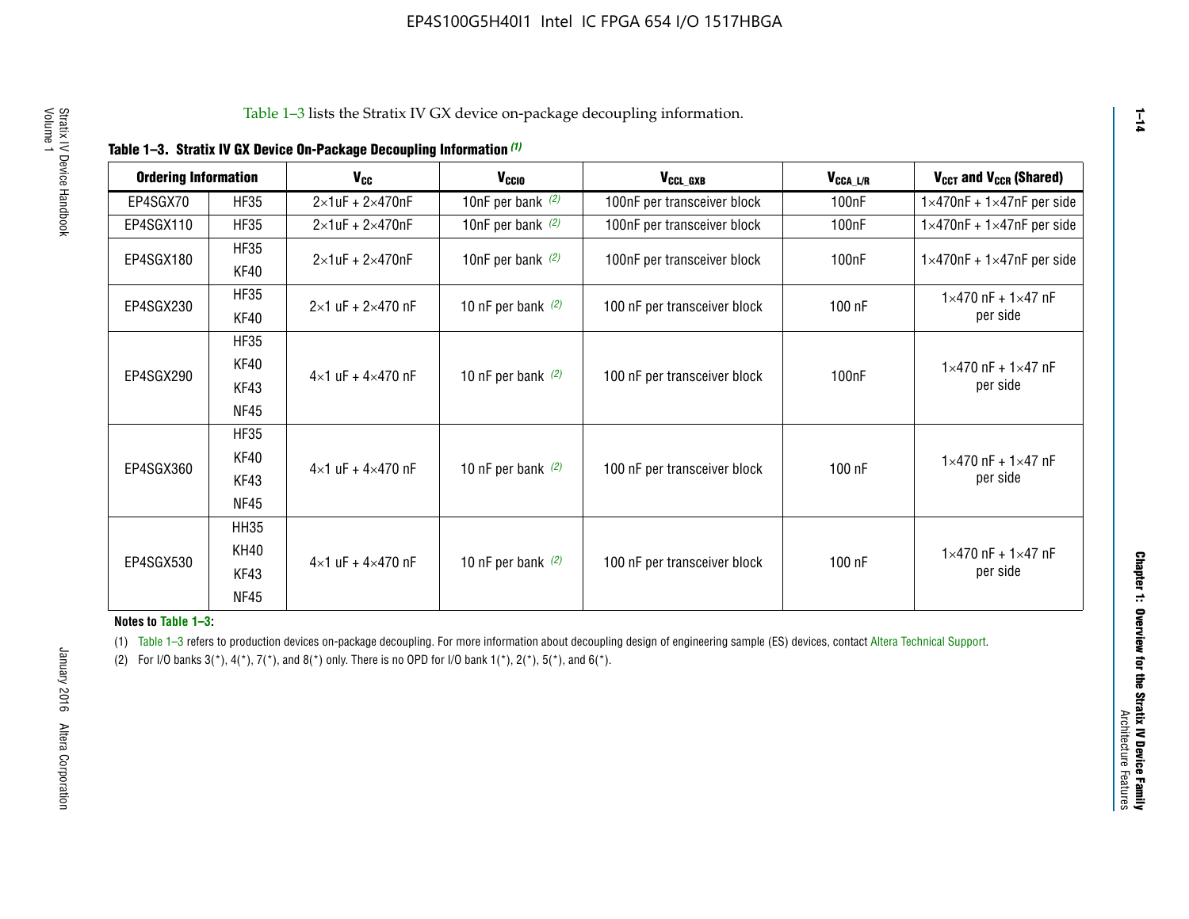Table 1–3 lists the Stratix IV GX device on-package decoupling information.

**Table 1–3. Stratix IV GX Device On-Package Decoupling Information** (1)

| Ordering Information | | $V_{CC}$ | $V_{CCIO}$ | $V_{CCL\_GXB}$ | $V_{CCA\_L/R}$ | $V_{CCT}$ and $V_{CCR}$ (Shared) |
|---|---|---|---|---|---|---|
| EP4SGX70 | HF35 | 2×1uF + 2×470nF | 10nF per bank (2) | 100nF per transceiver block | 100nF | 1×470nF + 1×47nF per side |
| EP4SGX110 | HF35 | 2×1uF + 2×470nF | 10nF per bank (2) | 100nF per transceiver block | 100nF | 1×470nF + 1×47nF per side |
| EP4SGX180 | HF35<br>KF40 | 2×1uF + 2×470nF | 10nF per bank (2) | 100nF per transceiver block | 100nF | 1×470nF + 1×47nF per side |
| EP4SGX230 | HF35<br>KF40 | 2×1 uF + 2×470 nF | 10 nF per bank (2) | 100 nF per transceiver block | 100 nF | 1×470 nF + 1×47 nF per side |
| EP4SGX290 | HF35<br>KF40<br>KF43<br>NF45 | 4×1 uF + 4×470 nF | 10 nF per bank (2) | 100 nF per transceiver block | 100nF | 1×470 nF + 1×47 nF per side |
| EP4SGX360 | HF35<br>KF40<br>KF43<br>NF45 | 4×1 uF + 4×470 nF | 10 nF per bank (2) | 100 nF per transceiver block | 100 nF | 1×470 nF + 1×47 nF per side |
| EP4SGX530 | HH35<br>KH40<br>KF43<br>NF45 | 4×1 uF + 4×470 nF | 10 nF per bank (2) | 100 nF per transceiver block | 100 nF | 1×470 nF + 1×47 nF per side |

**Notes to Table 1–3:**

(1) Table 1–3 refers to production devices on-package decoupling. For more information about decoupling design of engineering sample (ES) devices, contact Altera Technical Support.

(2) For I/O banks 3(*), 4(*), 7(*), and 8(*) only. There is no OPD for I/O bank 1(*), 2(*), 5(*), and 6(*).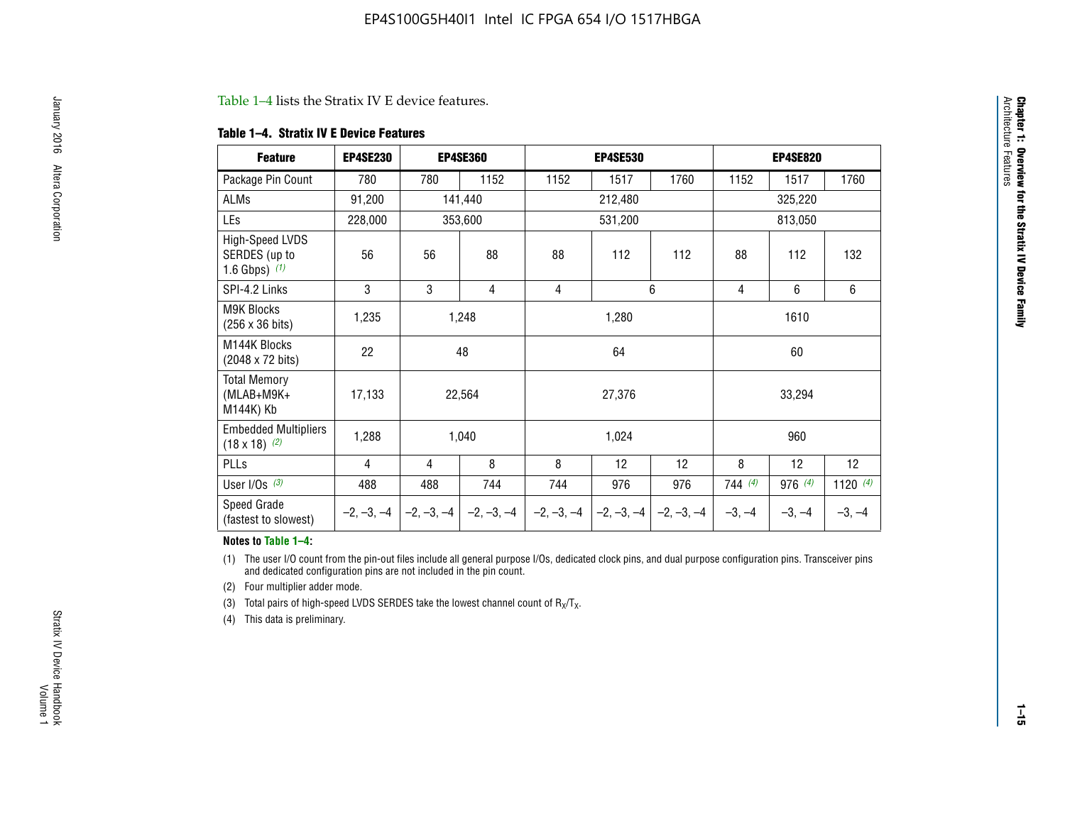Table 1–4 lists the Stratix IV E device features.

**Table 1–4. Stratix IV E Device Features**

| Feature | EP4SE230 | EP4SE360 | | EP4SE530 | | | EP4SE820 | | |
|---|---|---|---|---|---|---|---|---|---|
| Package Pin Count | 780 | 780 | 1152 | 1152 | 1517 | 1760 | 1152 | 1517 | 1760 |
| ALMs | 91,200 | 141,440 | | 212,480 | | | 325,220 | | |
| LEs | 228,000 | 353,600 | | 531,200 | | | 813,050 | | |
| High-Speed LVDS SERDES (up to 1.6 Gbps) (1) | 56 | 56 | 88 | 88 | 112 | 112 | 88 | 112 | 132 |
| SPI-4.2 Links | 3 | 3 | 4 | 4 | 6 | | 4 | 6 | 6 |
| M9K Blocks (256 x 36 bits) | 1,235 | 1,248 | | 1,280 | | | 1610 | | |
| M144K Blocks (2048 x 72 bits) | 22 | 48 | | 64 | | | 60 | | |
| Total Memory (MLAB+M9K+ M144K) Kb | 17,133 | 22,564 | | 27,376 | | | 33,294 | | |
| Embedded Multipliers (18 x 18) (2) | 1,288 | 1,040 | | 1,024 | | | 960 | | |
| PLLs | 4 | 4 | 8 | 8 | 12 | 12 | 8 | 12 | 12 |
| User I/Os (3) | 488 | 488 | 744 | 744 | 976 | 976 | 744 (4) | 976 (4) | 1120 (4) |
| Speed Grade (fastest to slowest) | –2, –3, –4 | –2, –3, –4 | –2, –3, –4 | –2, –3, –4 | –2, –3, –4 | –2, –3, –4 | –3, –4 | –3, –4 | –3, –4 |

**Notes to Table 1–4:**

(1) The user I/O count from the pin-out files include all general purpose I/Os, dedicated clock pins, and dual purpose configuration pins. Transceiver pins and dedicated configuration pins are not included in the pin count.

(2) Four multiplier adder mode.

(3) Total pairs of high-speed LVDS SERDES take the lowest channel count of $R_X/T_X$.

(4) This data is preliminary.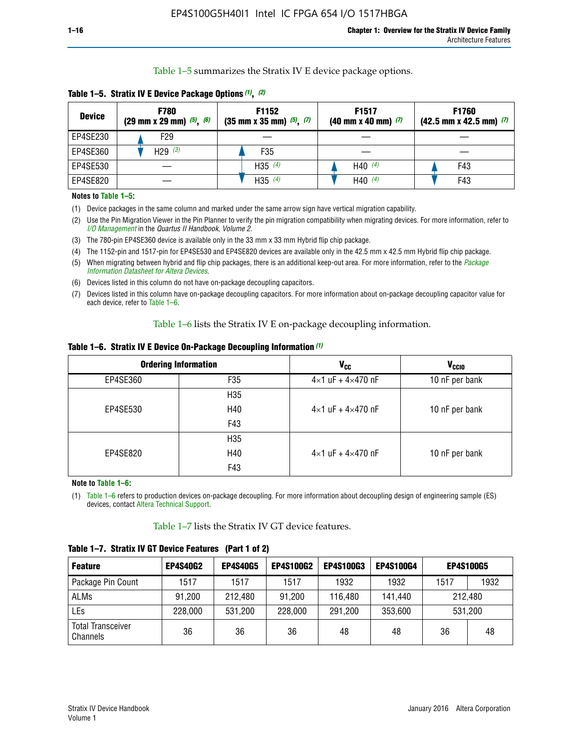Table 1–5 summarizes the Stratix IV E device package options.

**Table 1–5. Stratix IV E Device Package Options (1), (2)**

| Device | F780 (29 mm x 29 mm) (5), (6) | F1152 (35 mm x 35 mm) (5), (7) | F1517 (40 mm x 40 mm) (7) | F1760 (42.5 mm x 42.5 mm) (7) |
|---|---|---|---|---|
| EP4SE230 | F29 | — | — | — |
| EP4SE360 | H29 (3) | F35 | — | — |
| EP4SE530 | — | H35 (4) | H40 (4) | F43 |
| EP4SE820 | — | H35 (4) | H40 (4) | F43 |

**Notes to Table 1–5:**

(1) Device packages in the same column and marked under the same arrow sign have vertical migration capability.

(2) Use the Pin Migration Viewer in the Pin Planner to verify the pin migration compatibility when migrating devices. For more information, refer to *I/O Management* in the *Quartus II Handbook, Volume 2*.

(3) The 780-pin EP4SE360 device is available only in the 33 mm x 33 mm Hybrid flip chip package.

(4) The 1152-pin and 1517-pin for EP4SE530 and EP4SE820 devices are available only in the 42.5 mm x 42.5 mm Hybrid flip chip package.

(5) When migrating between hybrid and flip chip packages, there is an additional keep-out area. For more information, refer to the *Package Information Datasheet for Altera Devices*.

(6) Devices listed in this column do not have on-package decoupling capacitors.

(7) Devices listed in this column have on-package decoupling capacitors. For more information about on-package decoupling capacitor value for each device, refer to Table 1–6.

Table 1–6 lists the Stratix IV E on-package decoupling information.

**Table 1–6. Stratix IV E Device On-Package Decoupling Information (1)**

| Ordering Information | | $V_{CC}$ | $V_{CCIO}$ |
|---|---|---|---|
| EP4SE360 | F35 | 4×1 uF + 4×470 nF | 10 nF per bank |
| EP4SE530 | H35 | 4×1 uF + 4×470 nF | 10 nF per bank |
| | H40 | | |
| | F43 | | |
| EP4SE820 | H35 | 4×1 uF + 4×470 nF | 10 nF per bank |
| | H40 | | |
| | F43 | | |

**Note to Table 1–6:**

(1) Table 1–6 refers to production devices on-package decoupling. For more information about decoupling design of engineering sample (ES) devices, contact Altera Technical Support.

Table 1–7 lists the Stratix IV GT device features.

**Table 1–7. Stratix IV GT Device Features (Part 1 of 2)**

| Feature | EP4S40G2 | EP4S40G5 | EP4S100G2 | EP4S100G3 | EP4S100G4 | EP4S100G5 | |
|---|---|---|---|---|---|---|---|
| Package Pin Count | 1517 | 1517 | 1517 | 1932 | 1932 | 1517 | 1932 |
| ALMs | 91,200 | 212,480 | 91,200 | 116,480 | 141,440 | 212,480 | |
| LEs | 228,000 | 531,200 | 228,000 | 291,200 | 353,600 | 531,200 | |
| Total Transceiver Channels | 36 | 36 | 36 | 48 | 48 | 36 | 48 |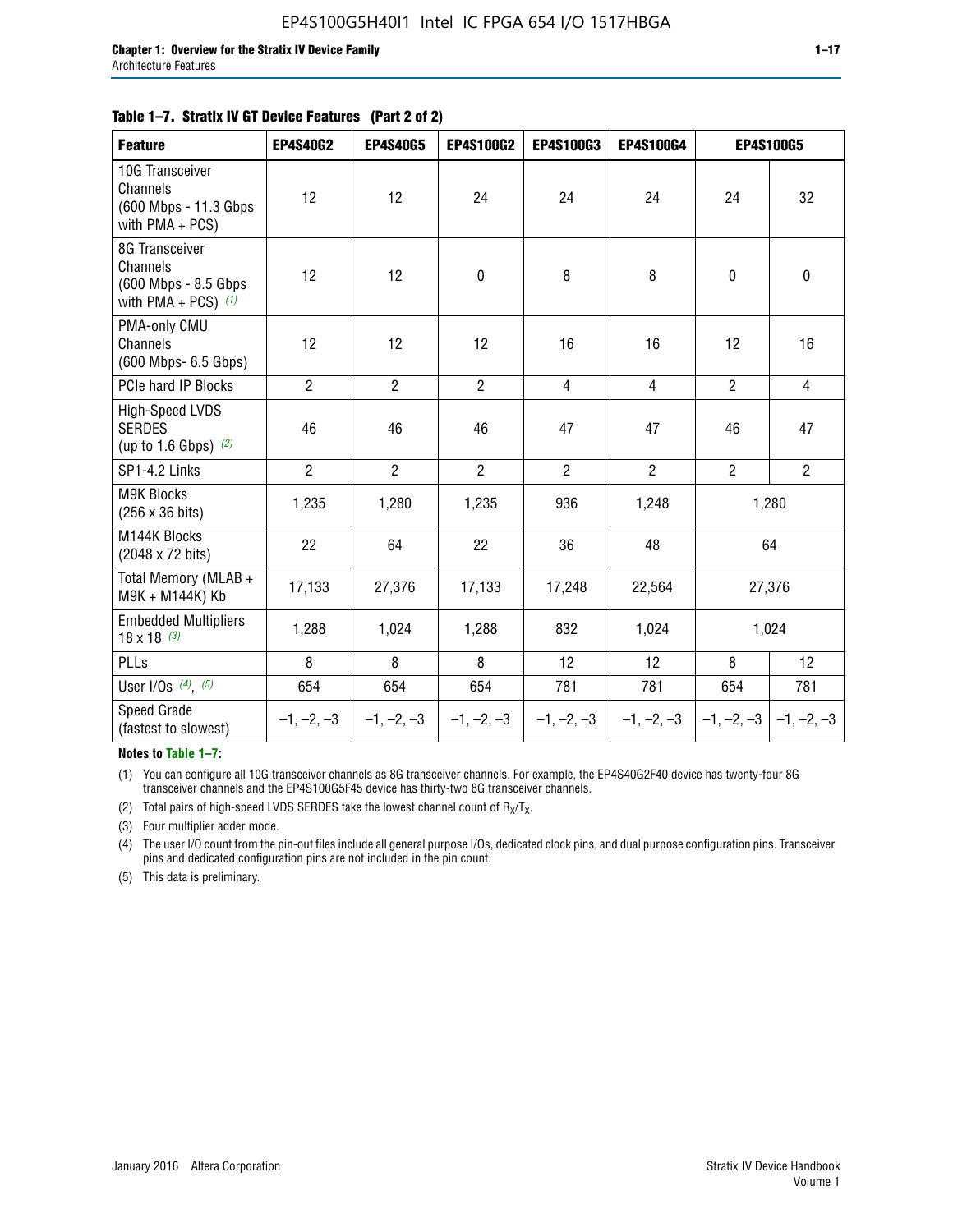**Table 1–7. Stratix IV GT Device Features (Part 2 of 2)**

| Feature | EP4S40G2 | EP4S40G5 | EP4S100G2 | EP4S100G3 | EP4S100G4 | EP4S100G5 | |
|---|---|---|---|---|---|---|---|
| 10G Transceiver Channels (600 Mbps - 11.3 Gbps with PMA + PCS) | 12 | 12 | 24 | 24 | 24 | 24 | 32 |
| 8G Transceiver Channels (600 Mbps - 8.5 Gbps with PMA + PCS) *(1)* | 12 | 12 | 0 | 8 | 8 | 0 | 0 |
| PMA-only CMU Channels (600 Mbps- 6.5 Gbps) | 12 | 12 | 12 | 16 | 16 | 12 | 16 |
| PCIe hard IP Blocks | 2 | 2 | 2 | 4 | 4 | 2 | 4 |
| High-Speed LVDS SERDES (up to 1.6 Gbps) *(2)* | 46 | 46 | 46 | 47 | 47 | 46 | 47 |
| SP1-4.2 Links | 2 | 2 | 2 | 2 | 2 | 2 | 2 |
| M9K Blocks (256 x 36 bits) | 1,235 | 1,280 | 1,235 | 936 | 1,248 | 1,280 | |
| M144K Blocks (2048 x 72 bits) | 22 | 64 | 22 | 36 | 48 | 64 | |
| Total Memory (MLAB + M9K + M144K) Kb | 17,133 | 27,376 | 17,133 | 17,248 | 22,564 | 27,376 | |
| Embedded Multipliers 18 x 18 *(3)* | 1,288 | 1,024 | 1,288 | 832 | 1,024 | 1,024 | |
| PLLs | 8 | 8 | 8 | 12 | 12 | 8 | 12 |
| User I/Os *(4)*, *(5)* | 654 | 654 | 654 | 781 | 781 | 654 | 781 |
| Speed Grade (fastest to slowest) | –1, –2, –3 | –1, –2, –3 | –1, –2, –3 | –1, –2, –3 | –1, –2, –3 | –1, –2, –3 | –1, –2, –3 |

**Notes to Table 1–7:**

(1) You can configure all 10G transceiver channels as 8G transceiver channels. For example, the EP4S40G2F40 device has twenty-four 8G transceiver channels and the EP4S100G5F45 device has thirty-two 8G transceiver channels.

(2) Total pairs of high-speed LVDS SERDES take the lowest channel count of $R_X/T_X$.

(3) Four multiplier adder mode.

(4) The user I/O count from the pin-out files include all general purpose I/Os, dedicated clock pins, and dual purpose configuration pins. Transceiver pins and dedicated configuration pins are not included in the pin count.

(5) This data is preliminary.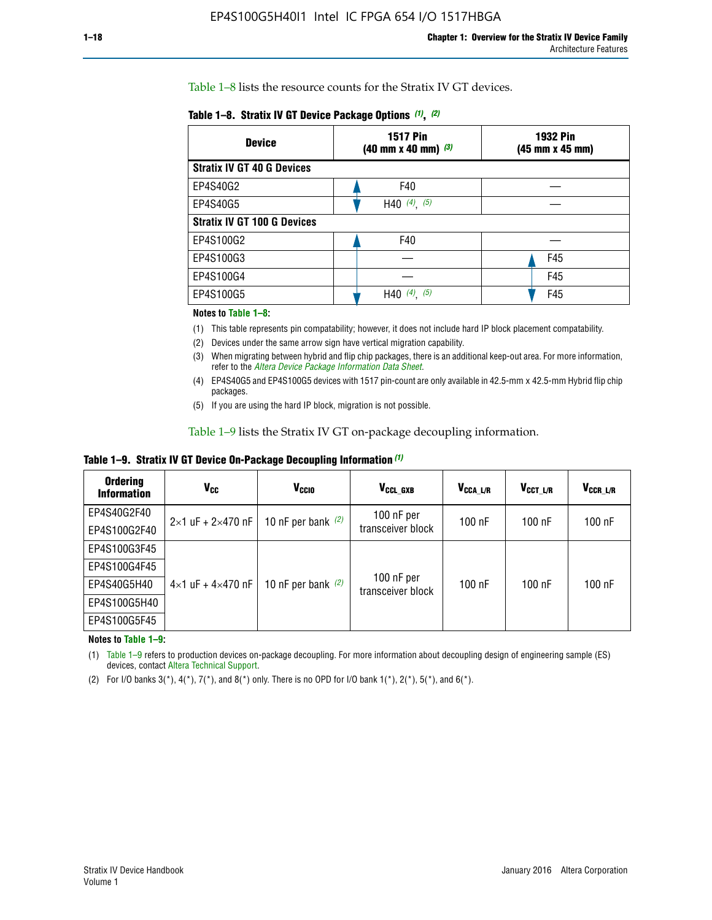Table 1–8 lists the resource counts for the Stratix IV GT devices.

**Table 1–8. Stratix IV GT Device Package Options (1), (2)**

| Device | 1517 Pin (40 mm x 40 mm) (3) | 1932 Pin (45 mm x 45 mm) |
|---|---|---|
| **Stratix IV GT 40 G Devices** | | |
| EP4S40G2 | F40 | — |
| EP4S40G5 | H40 (4), (5) | — |
| **Stratix IV GT 100 G Devices** | | |
| EP4S100G2 | F40 | — |
| EP4S100G3 | — | F45 |
| EP4S100G4 | — | F45 |
| EP4S100G5 | H40 (4), (5) | F45 |

**Notes to Table 1–8:**

(1) This table represents pin compatability; however, it does not include hard IP block placement compatability.

(2) Devices under the same arrow sign have vertical migration capability.

(3) When migrating between hybrid and flip chip packages, there is an additional keep-out area. For more information, refer to the *Altera Device Package Information Data Sheet*.

(4) EP4S40G5 and EP4S100G5 devices with 1517 pin-count are only available in 42.5-mm x 42.5-mm Hybrid flip chip packages.

(5) If you are using the hard IP block, migration is not possible.

Table 1–9 lists the Stratix IV GT on-package decoupling information.

**Table 1–9. Stratix IV GT Device On-Package Decoupling Information (1)**

| Ordering Information | $V_{CC}$ | $V_{CCIO}$ | $V_{CCL\_GXB}$ | $V_{CCA\_L/R}$ | $V_{CCT\_L/R}$ | $V_{CCR\_L/R}$ |
|---|---|---|---|---|---|---|
| EP4S40G2F40 | 2×1 uF + 2×470 nF | 10 nF per bank (2) | 100 nF per transceiver block | 100 nF | 100 nF | 100 nF |
| EP4S100G2F40 | | | | | | |
| EP4S100G3F45 | 4×1 uF + 4×470 nF | 10 nF per bank (2) | 100 nF per transceiver block | 100 nF | 100 nF | 100 nF |
| EP4S100G4F45 | | | | | | |
| EP4S40G5H40 | | | | | | |
| EP4S100G5H40 | | | | | | |
| EP4S100G5F45 | | | | | | |

**Notes to Table 1–9:**

(1) Table 1–9 refers to production devices on-package decoupling. For more information about decoupling design of engineering sample (ES) devices, contact Altera Technical Support.

(2) For I/O banks 3(*), 4(*), 7(*), and 8(*) only. There is no OPD for I/O bank 1(*), 2(*), 5(*), and 6(*).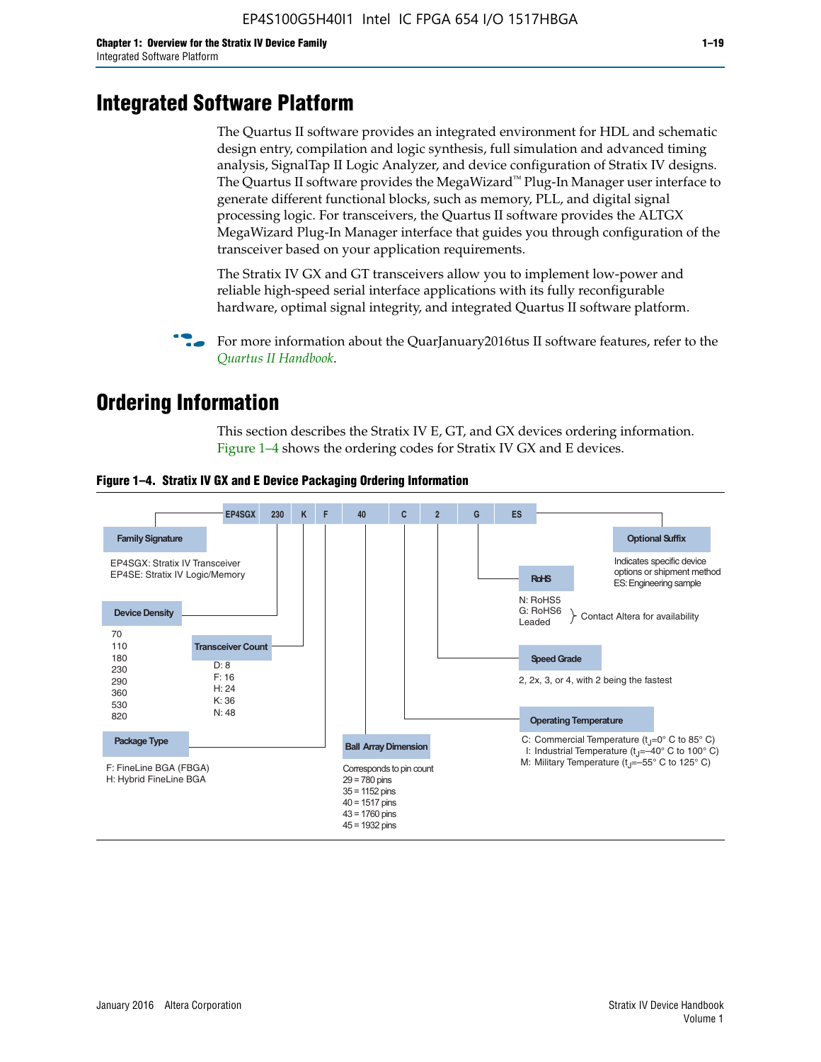# Integrated Software Platform

The Quartus II software provides an integrated environment for HDL and schematic design entry, compilation and logic synthesis, full simulation and advanced timing analysis, SignalTap II Logic Analyzer, and device configuration of Stratix IV designs. The Quartus II software provides the MegaWizard™ Plug-In Manager user interface to generate different functional blocks, such as memory, PLL, and digital signal processing logic. For transceivers, the Quartus II software provides the ALTGX MegaWizard Plug-In Manager interface that guides you through configuration of the transceiver based on your application requirements.

The Stratix IV GX and GT transceivers allow you to implement low-power and reliable high-speed serial interface applications with its fully reconfigurable hardware, optimal signal integrity, and integrated Quartus II software platform.

For more information about the QuarJanuary2016tus II software features, refer to the *Quartus II Handbook*.

# Ordering Information

This section describes the Stratix IV E, GT, and GX devices ordering information. Figure 1–4 shows the ordering codes for Stratix IV GX and E devices.

**Figure 1–4. Stratix IV GX and E Device Packaging Ordering Information**

EP4SGX 230 K F 40 C 2 G ES

Family Signature
EP4SGX: Stratix IV Transceiver
EP4SE: Stratix IV Logic/Memory

Device Density
70
110
180
230
290
360
530
820

Transceiver Count
D: 8
F: 16
H: 24
K: 36
N: 48

Package Type
F: FineLine BGA (FBGA)
H: Hybrid FineLine BGA

Ball Array Dimension
Corresponds to pin count
29 = 780 pins
35 = 1152 pins
40 = 1517 pins
43 = 1760 pins
45 = 1932 pins

Optional Suffix
Indicates specific device options or shipment method
ES: Engineering sample

RoHS
N: RoHS5
G: RoHS6
Leaded
Contact Altera for availability

Speed Grade
2, 2x, 3, or 4, with 2 being the fastest

Operating Temperature
C: Commercial Temperature ($t_J$=0° C to 85° C)
I: Industrial Temperature ($t_J$=–40° C to 100° C)
M: Military Temperature ($t_J$=–55° C to 125° C)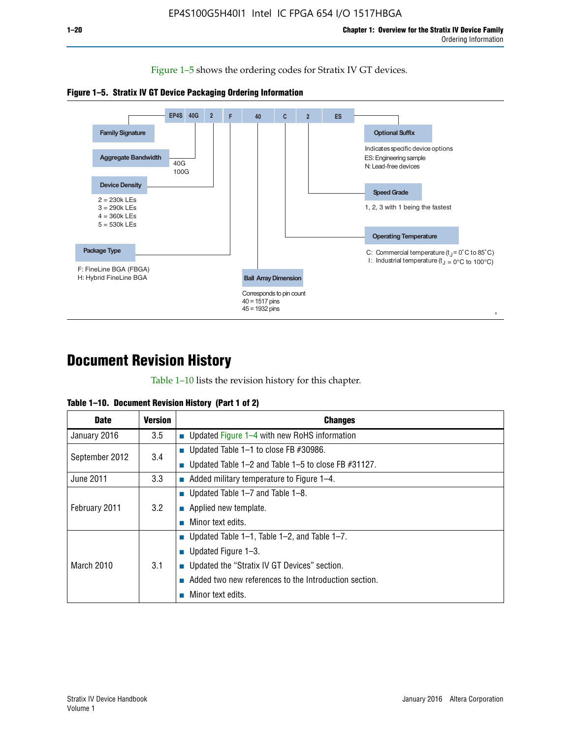Figure 1–5 shows the ordering codes for Stratix IV GT devices.

**Figure 1–5. Stratix IV GT Device Packaging Ordering Information**

EP4S 40G 2 F 40 C 2 ES

Family Signature

Aggregate Bandwidth

40G
100G

Device Density

2 = 230k LEs
3 = 290k LEs
4 = 360k LEs
5 = 530k LEs

Package Type

F: FineLine BGA (FBGA)
H: Hybrid FineLine BGA

Ball Array Dimension

Corresponds to pin count
40 = 1517 pins
45 = 1932 pins

Optional Suffix

Indicates specific device options
ES: Engineering sample
N: Lead-free devices

Speed Grade

1, 2, 3 with 1 being the fastest

Operating Temperature

C: Commercial temperature ($t_J$ = 0˚C to 85˚C)
I: Industrial temperature ($t_J$ = 0°C to 100°C)

# Document Revision History

Table 1–10 lists the revision history for this chapter.

**Table 1–10. Document Revision History (Part 1 of 2)**

| Date | Version | Changes |
|---|---|---|
| January 2016 | 3.5 | ■ Updated Figure 1–4 with new RoHS information |
| September 2012 | 3.4 | ■ Updated Table 1–1 to close FB #30986. ■ Updated Table 1–2 and Table 1–5 to close FB #31127. |
| June 2011 | 3.3 | ■ Added military temperature to Figure 1–4. |
| February 2011 | 3.2 | ■ Updated Table 1–7 and Table 1–8. ■ Applied new template. ■ Minor text edits. |
| March 2010 | 3.1 | ■ Updated Table 1–1, Table 1–2, and Table 1–7. ■ Updated Figure 1–3. ■ Updated the “Stratix IV GT Devices” section. ■ Added two new references to the Introduction section. ■ Minor text edits. |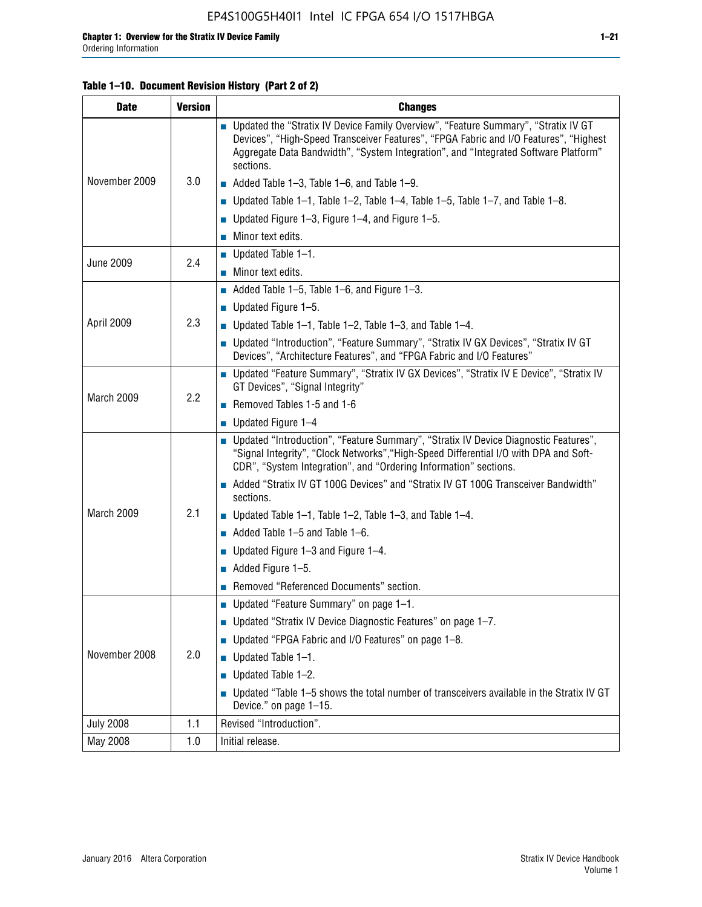**Table 1–10. Document Revision History (Part 2 of 2)**

| Date | Version | Changes |
|---|---|---|
| November 2009 | 3.0 | ■ Updated the "Stratix IV Device Family Overview", "Feature Summary", "Stratix IV GT Devices", "High-Speed Transceiver Features", "FPGA Fabric and I/O Features", "Highest Aggregate Data Bandwidth", "System Integration", and "Integrated Software Platform" sections.<br>■ Added Table 1–3, Table 1–6, and Table 1–9.<br>■ Updated Table 1–1, Table 1–2, Table 1–4, Table 1–5, Table 1–7, and Table 1–8.<br>■ Updated Figure 1–3, Figure 1–4, and Figure 1–5.<br>■ Minor text edits. |
| June 2009 | 2.4 | ■ Updated Table 1–1.<br>■ Minor text edits. |
| April 2009 | 2.3 | ■ Added Table 1–5, Table 1–6, and Figure 1–3.<br>■ Updated Figure 1–5.<br>■ Updated Table 1–1, Table 1–2, Table 1–3, and Table 1–4.<br>■ Updated "Introduction", "Feature Summary", "Stratix IV GX Devices", "Stratix IV GT Devices", "Architecture Features", and "FPGA Fabric and I/O Features" |
| March 2009 | 2.2 | ■ Updated "Feature Summary", "Stratix IV GX Devices", "Stratix IV E Device", "Stratix IV GT Devices", "Signal Integrity"<br>■ Removed Tables 1-5 and 1-6<br>■ Updated Figure 1–4 |
| March 2009 | 2.1 | ■ Updated "Introduction", "Feature Summary", "Stratix IV Device Diagnostic Features", "Signal Integrity", "Clock Networks","High-Speed Differential I/O with DPA and Soft-CDR", "System Integration", and "Ordering Information" sections.<br>■ Added "Stratix IV GT 100G Devices" and "Stratix IV GT 100G Transceiver Bandwidth" sections.<br>■ Updated Table 1–1, Table 1–2, Table 1–3, and Table 1–4.<br>■ Added Table 1–5 and Table 1–6.<br>■ Updated Figure 1–3 and Figure 1–4.<br>■ Added Figure 1–5.<br>■ Removed "Referenced Documents" section. |
| November 2008 | 2.0 | ■ Updated "Feature Summary" on page 1–1.<br>■ Updated "Stratix IV Device Diagnostic Features" on page 1–7.<br>■ Updated "FPGA Fabric and I/O Features" on page 1–8.<br>■ Updated Table 1–1.<br>■ Updated Table 1–2.<br>■ Updated "Table 1–5 shows the total number of transceivers available in the Stratix IV GT Device." on page 1–15. |
| July 2008 | 1.1 | Revised "Introduction". |
| May 2008 | 1.0 | Initial release. |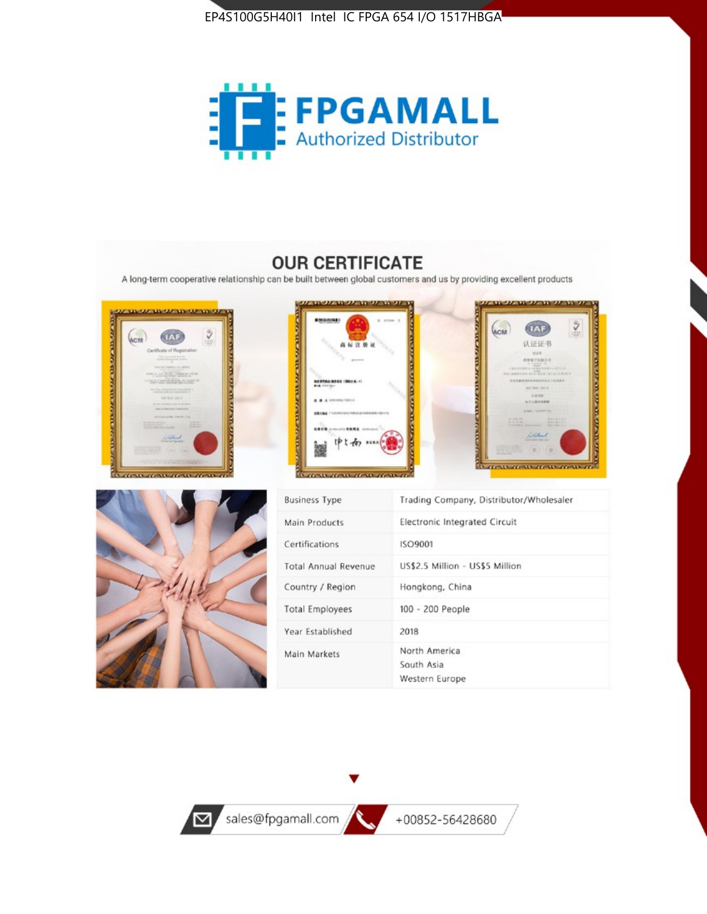FPGAMALL

Authorized Distributor

## OUR CERTIFICATE

A long-term cooperative relationship can be built between global customers and us by providing excellent products

| | |
|---|---|
| Business Type | Trading Company, Distributor/Wholesaler |
| Main Products | Electronic Integrated Circuit |
| Certifications | ISO9001 |
| Total Annual Revenue | US$2.5 Million - US$5 Million |
| Country / Region | Hongkong, China |
| Total Employees | 100 - 200 People |
| Year Established | 2018 |
| Main Markets | North America<br>South Asia<br>Western Europe |

sales@fpgamall.com

+00852-56428680